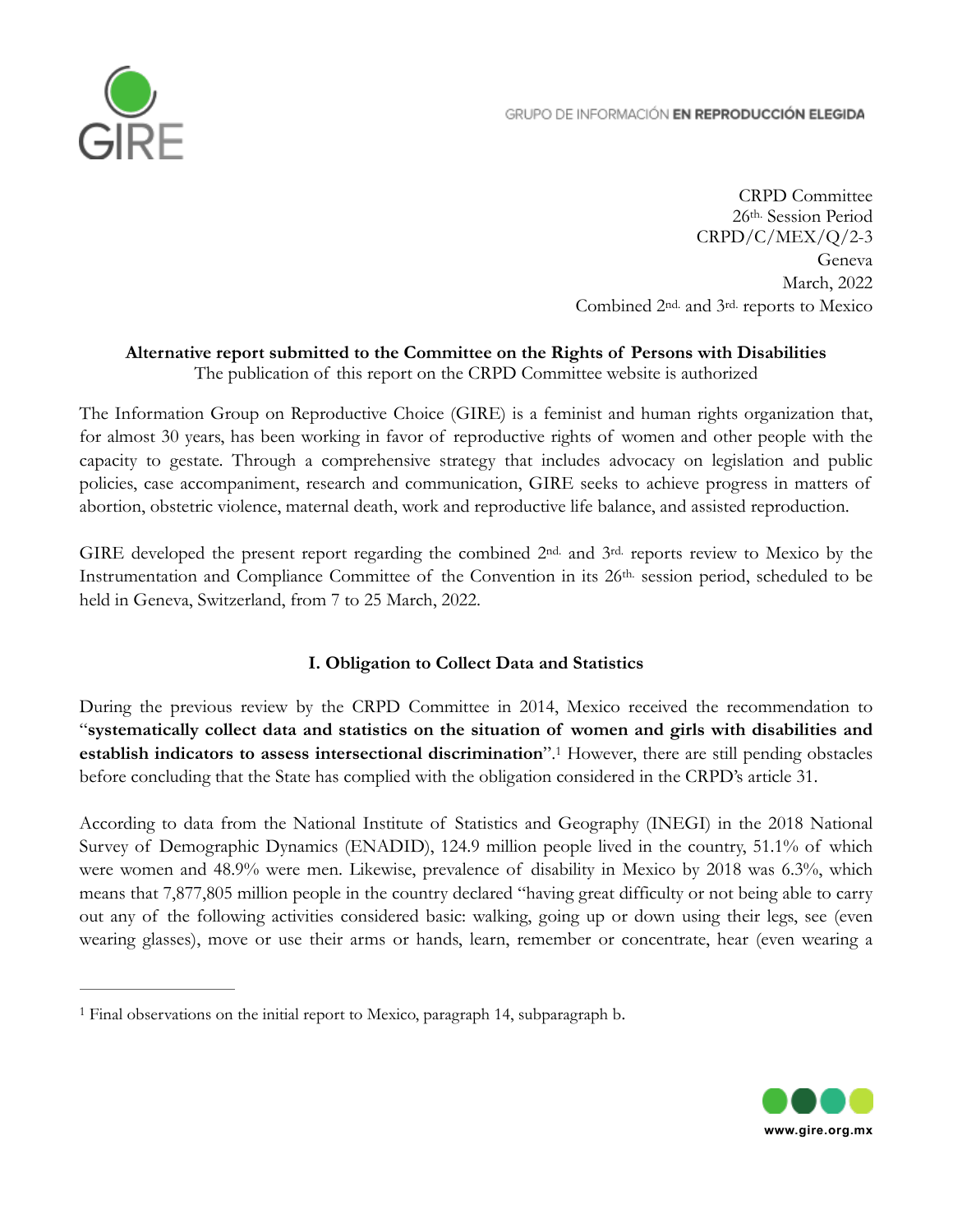GRUPO DE INFORMACIÓN **EN REPRODUCCIÓN ELEGIDA**

CRPD Committee
26th. Session Period
CRPD/C/MEX/Q/2-3
Geneva
March, 2022
Combined 2nd. and 3rd. reports to Mexico

**Alternative report submitted to the Committee on the Rights of Persons with Disabilities**
The publication of this report on the CRPD Committee website is authorized

The Information Group on Reproductive Choice (GIRE) is a feminist and human rights organization that, for almost 30 years, has been working in favor of reproductive rights of women and other people with the capacity to gestate. Through a comprehensive strategy that includes advocacy on legislation and public policies, case accompaniment, research and communication, GIRE seeks to achieve progress in matters of abortion, obstetric violence, maternal death, work and reproductive life balance, and assisted reproduction.

GIRE developed the present report regarding the combined 2nd. and 3rd. reports review to Mexico by the Instrumentation and Compliance Committee of the Convention in its 26th. session period, scheduled to be held in Geneva, Switzerland, from 7 to 25 March, 2022.

## I. Obligation to Collect Data and Statistics

During the previous review by the CRPD Committee in 2014, Mexico received the recommendation to "**systematically collect data and statistics on the situation of women and girls with disabilities and establish indicators to assess intersectional discrimination**".[1] However, there are still pending obstacles before concluding that the State has complied with the obligation considered in the CRPD's article 31.

According to data from the National Institute of Statistics and Geography (INEGI) in the 2018 National Survey of Demographic Dynamics (ENADID), 124.9 million people lived in the country, 51.1% of which were women and 48.9% were men. Likewise, prevalence of disability in Mexico by 2018 was 6.3%, which means that 7,877,805 million people in the country declared "having great difficulty or not being able to carry out any of the following activities considered basic: walking, going up or down using their legs, see (even wearing glasses), move or use their arms or hands, learn, remember or concentrate, hear (even wearing a

[1] Final observations on the initial report to Mexico, paragraph 14, subparagraph b.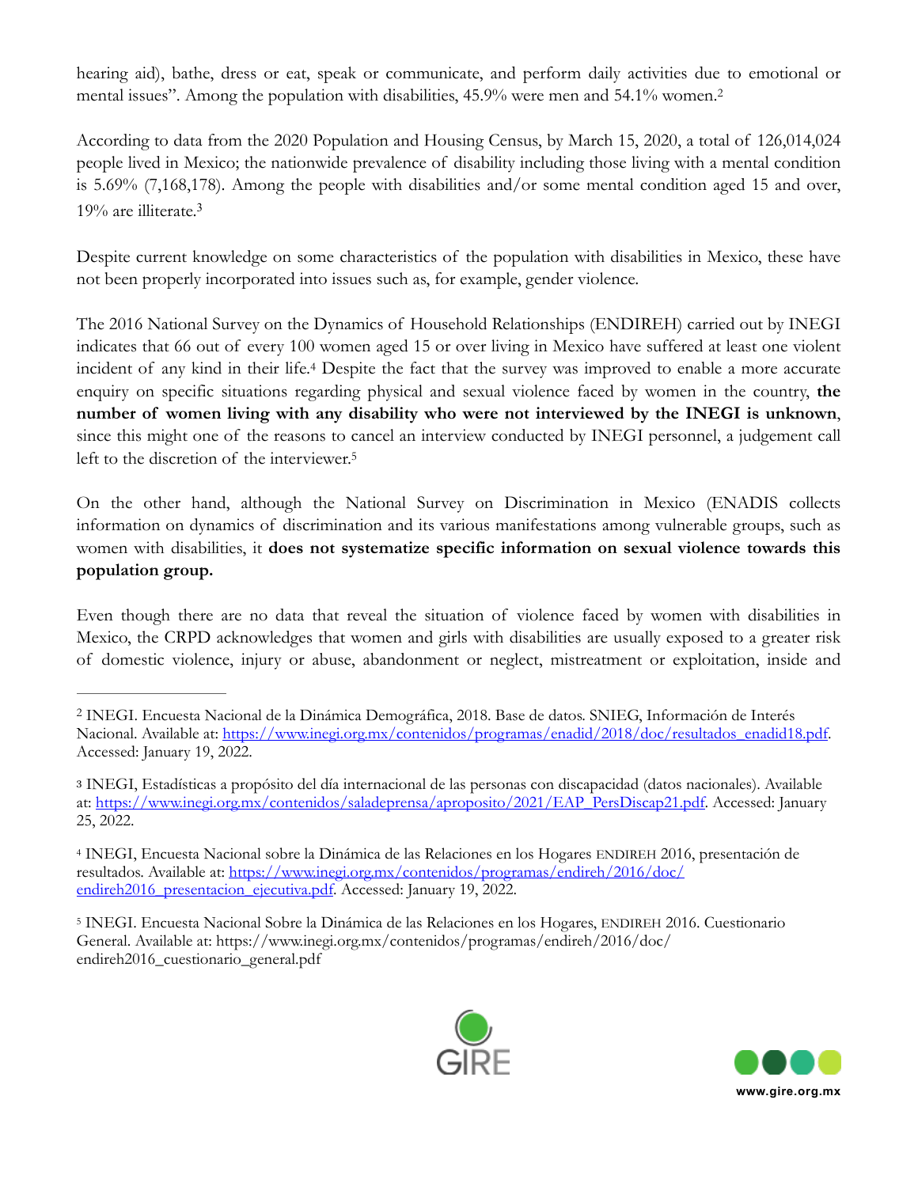hearing aid), bathe, dress or eat, speak or communicate, and perform daily activities due to emotional or mental issues". Among the population with disabilities, 45.9% were men and 54.1% women.[2]

According to data from the 2020 Population and Housing Census, by March 15, 2020, a total of 126,014,024 people lived in Mexico; the nationwide prevalence of disability including those living with a mental condition is 5.69% (7,168,178). Among the people with disabilities and/or some mental condition aged 15 and over, 19% are illiterate.[3]

Despite current knowledge on some characteristics of the population with disabilities in Mexico, these have not been properly incorporated into issues such as, for example, gender violence.

The 2016 National Survey on the Dynamics of Household Relationships (ENDIREH) carried out by INEGI indicates that 66 out of every 100 women aged 15 or over living in Mexico have suffered at least one violent incident of any kind in their life.[4] Despite the fact that the survey was improved to enable a more accurate enquiry on specific situations regarding physical and sexual violence faced by women in the country, **the number of women living with any disability who were not interviewed by the INEGI is unknown**, since this might one of the reasons to cancel an interview conducted by INEGI personnel, a judgement call left to the discretion of the interviewer.[5]

On the other hand, although the National Survey on Discrimination in Mexico (ENADIS collects information on dynamics of discrimination and its various manifestations among vulnerable groups, such as women with disabilities, it **does not systematize specific information on sexual violence towards this population group.**

Even though there are no data that reveal the situation of violence faced by women with disabilities in Mexico, the CRPD acknowledges that women and girls with disabilities are usually exposed to a greater risk of domestic violence, injury or abuse, abandonment or neglect, mistreatment or exploitation, inside and

---

[2] INEGI. Encuesta Nacional de la Dinámica Demográfica, 2018. Base de datos. SNIEG, Información de Interés Nacional. Available at: https://www.inegi.org.mx/contenidos/programas/enadid/2018/doc/resultados_enadid18.pdf. Accessed: January 19, 2022.

[3] INEGI, Estadísticas a propósito del día internacional de las personas con discapacidad (datos nacionales). Available at: https://www.inegi.org.mx/contenidos/saladeprensa/aproposito/2021/EAP_PersDiscap21.pdf. Accessed: January 25, 2022.

[4] INEGI, Encuesta Nacional sobre la Dinámica de las Relaciones en los Hogares ENDIREH 2016, presentación de resultados. Available at: https://www.inegi.org.mx/contenidos/programas/endireh/2016/doc/endireh2016_presentacion_ejecutiva.pdf. Accessed: January 19, 2022.

[5] INEGI. Encuesta Nacional Sobre la Dinámica de las Relaciones en los Hogares, ENDIREH 2016. Cuestionario General. Available at: https://www.inegi.org.mx/contenidos/programas/endireh/2016/doc/endireh2016_cuestionario_general.pdf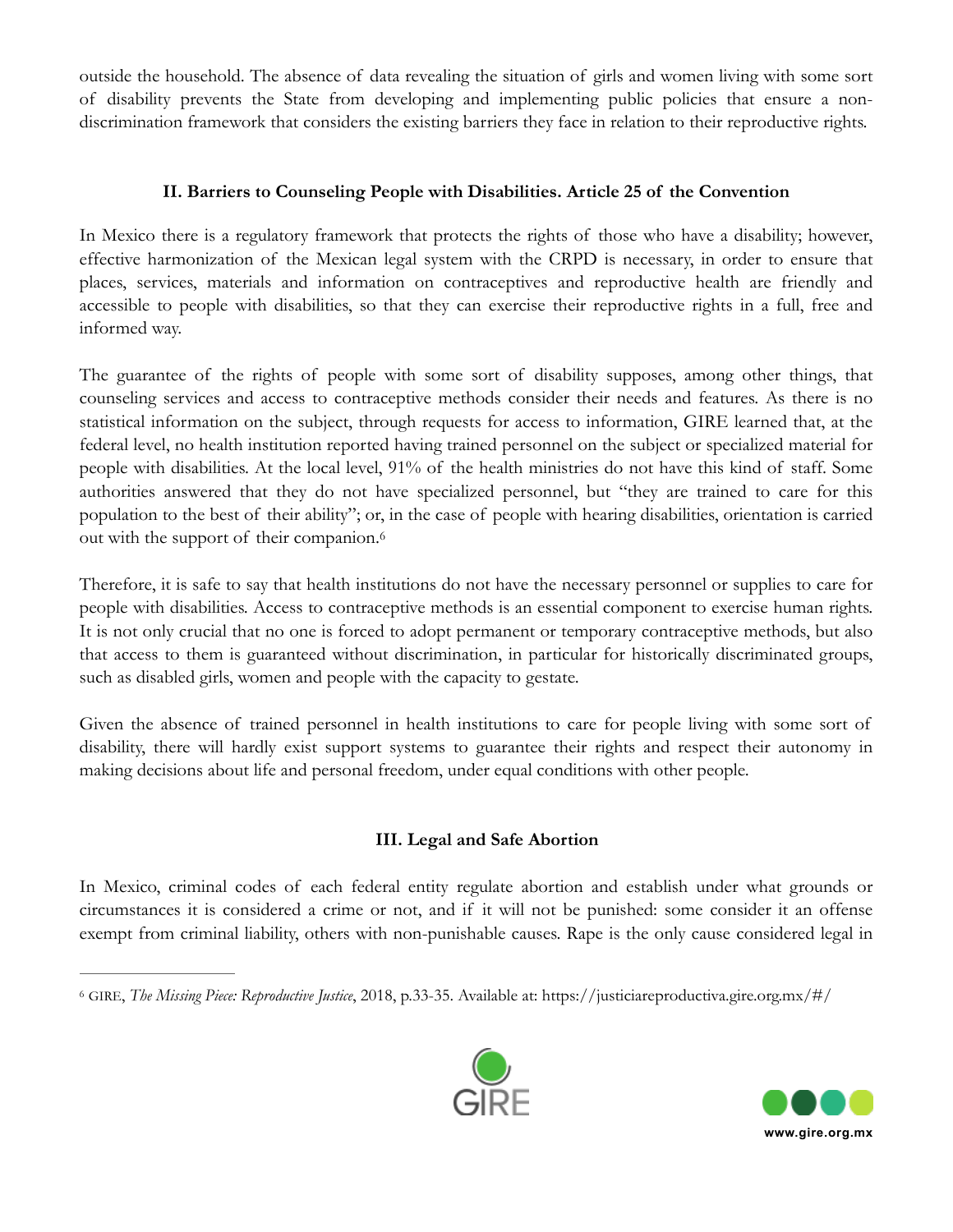outside the household. The absence of data revealing the situation of girls and women living with some sort of disability prevents the State from developing and implementing public policies that ensure a non-discrimination framework that considers the existing barriers they face in relation to their reproductive rights.

## II. Barriers to Counseling People with Disabilities. Article 25 of the Convention

In Mexico there is a regulatory framework that protects the rights of those who have a disability; however, effective harmonization of the Mexican legal system with the CRPD is necessary, in order to ensure that places, services, materials and information on contraceptives and reproductive health are friendly and accessible to people with disabilities, so that they can exercise their reproductive rights in a full, free and informed way.

The guarantee of the rights of people with some sort of disability supposes, among other things, that counseling services and access to contraceptive methods consider their needs and features. As there is no statistical information on the subject, through requests for access to information, GIRE learned that, at the federal level, no health institution reported having trained personnel on the subject or specialized material for people with disabilities. At the local level, 91% of the health ministries do not have this kind of staff. Some authorities answered that they do not have specialized personnel, but "they are trained to care for this population to the best of their ability"; or, in the case of people with hearing disabilities, orientation is carried out with the support of their companion.[6]

Therefore, it is safe to say that health institutions do not have the necessary personnel or supplies to care for people with disabilities. Access to contraceptive methods is an essential component to exercise human rights. It is not only crucial that no one is forced to adopt permanent or temporary contraceptive methods, but also that access to them is guaranteed without discrimination, in particular for historically discriminated groups, such as disabled girls, women and people with the capacity to gestate.

Given the absence of trained personnel in health institutions to care for people living with some sort of disability, there will hardly exist support systems to guarantee their rights and respect their autonomy in making decisions about life and personal freedom, under equal conditions with other people.

## III. Legal and Safe Abortion

In Mexico, criminal codes of each federal entity regulate abortion and establish under what grounds or circumstances it is considered a crime or not, and if it will not be punished: some consider it an offense exempt from criminal liability, others with non-punishable causes. Rape is the only cause considered legal in

---

[6] GIRE, *The Missing Piece: Reproductive Justice*, 2018, p.33-35. Available at: https://justiciareproductiva.gire.org.mx/#/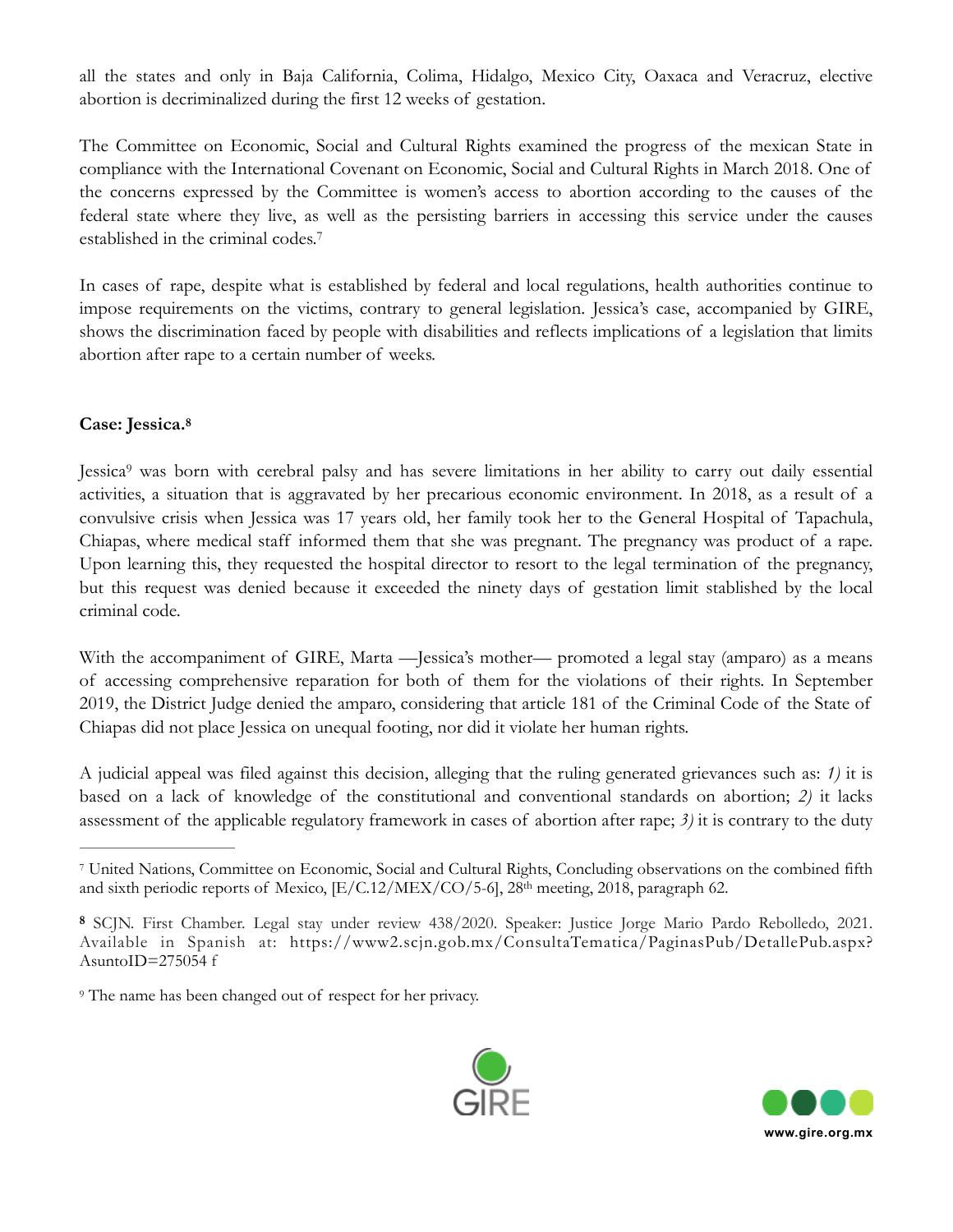all the states and only in Baja California, Colima, Hidalgo, Mexico City, Oaxaca and Veracruz, elective abortion is decriminalized during the first 12 weeks of gestation.

The Committee on Economic, Social and Cultural Rights examined the progress of the mexican State in compliance with the International Covenant on Economic, Social and Cultural Rights in March 2018. One of the concerns expressed by the Committee is women's access to abortion according to the causes of the federal state where they live, as well as the persisting barriers in accessing this service under the causes established in the criminal codes.[7]

In cases of rape, despite what is established by federal and local regulations, health authorities continue to impose requirements on the victims, contrary to general legislation. Jessica's case, accompanied by GIRE, shows the discrimination faced by people with disabilities and reflects implications of a legislation that limits abortion after rape to a certain number of weeks.

**Case: Jessica.**[8]

Jessica[9] was born with cerebral palsy and has severe limitations in her ability to carry out daily essential activities, a situation that is aggravated by her precarious economic environment. In 2018, as a result of a convulsive crisis when Jessica was 17 years old, her family took her to the General Hospital of Tapachula, Chiapas, where medical staff informed them that she was pregnant. The pregnancy was product of a rape. Upon learning this, they requested the hospital director to resort to the legal termination of the pregnancy, but this request was denied because it exceeded the ninety days of gestation limit stablished by the local criminal code.

With the accompaniment of GIRE, Marta —Jessica's mother— promoted a legal stay (amparo) as a means of accessing comprehensive reparation for both of them for the violations of their rights. In September 2019, the District Judge denied the amparo, considering that article 181 of the Criminal Code of the State of Chiapas did not place Jessica on unequal footing, nor did it violate her human rights.

A judicial appeal was filed against this decision, alleging that the ruling generated grievances such as: *1)* it is based on a lack of knowledge of the constitutional and conventional standards on abortion; *2)* it lacks assessment of the applicable regulatory framework in cases of abortion after rape; *3)* it is contrary to the duty

---

[7] United Nations, Committee on Economic, Social and Cultural Rights, Concluding observations on the combined fifth and sixth periodic reports of Mexico, [E/C.12/MEX/CO/5-6], 28th meeting, 2018, paragraph 62.

[8] SCJN. First Chamber. Legal stay under review 438/2020. Speaker: Justice Jorge Mario Pardo Rebolledo, 2021. Available in Spanish at: https://www2.scjn.gob.mx/ConsultaTematica/PaginasPub/DetallePub.aspx?AsuntoID=275054 f

[9] The name has been changed out of respect for her privacy.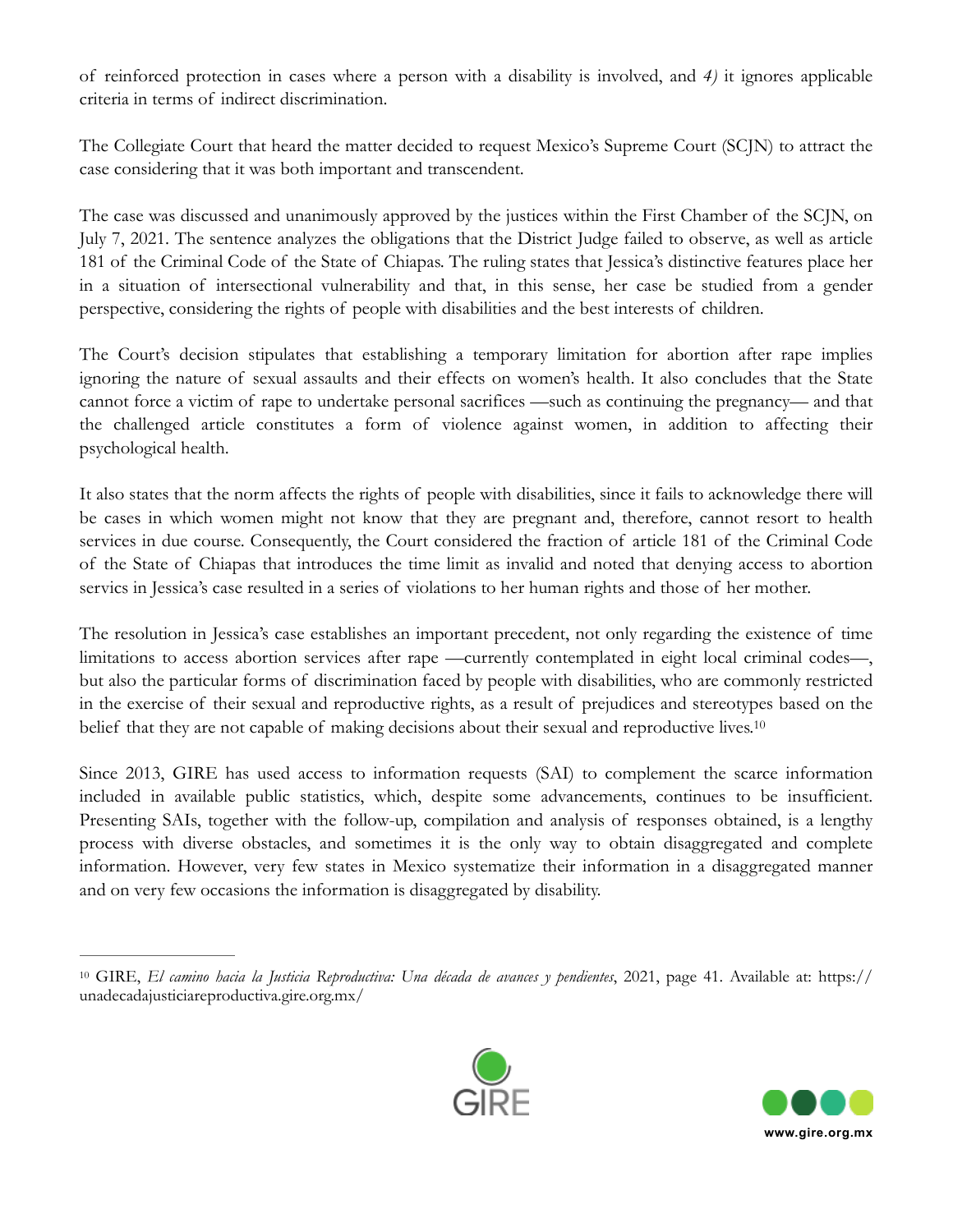of reinforced protection in cases where a person with a disability is involved, and *4)* it ignores applicable criteria in terms of indirect discrimination.

The Collegiate Court that heard the matter decided to request Mexico's Supreme Court (SCJN) to attract the case considering that it was both important and transcendent.

The case was discussed and unanimously approved by the justices within the First Chamber of the SCJN, on July 7, 2021. The sentence analyzes the obligations that the District Judge failed to observe, as well as article 181 of the Criminal Code of the State of Chiapas. The ruling states that Jessica's distinctive features place her in a situation of intersectional vulnerability and that, in this sense, her case be studied from a gender perspective, considering the rights of people with disabilities and the best interests of children.

The Court's decision stipulates that establishing a temporary limitation for abortion after rape implies ignoring the nature of sexual assaults and their effects on women's health. It also concludes that the State cannot force a victim of rape to undertake personal sacrifices —such as continuing the pregnancy— and that the challenged article constitutes a form of violence against women, in addition to affecting their psychological health.

It also states that the norm affects the rights of people with disabilities, since it fails to acknowledge there will be cases in which women might not know that they are pregnant and, therefore, cannot resort to health services in due course. Consequently, the Court considered the fraction of article 181 of the Criminal Code of the State of Chiapas that introduces the time limit as invalid and noted that denying access to abortion servics in Jessica's case resulted in a series of violations to her human rights and those of her mother.

The resolution in Jessica's case establishes an important precedent, not only regarding the existence of time limitations to access abortion services after rape —currently contemplated in eight local criminal codes—, but also the particular forms of discrimination faced by people with disabilities, who are commonly restricted in the exercise of their sexual and reproductive rights, as a result of prejudices and stereotypes based on the belief that they are not capable of making decisions about their sexual and reproductive lives.[10]

Since 2013, GIRE has used access to information requests (SAI) to complement the scarce information included in available public statistics, which, despite some advancements, continues to be insufficient. Presenting SAIs, together with the follow-up, compilation and analysis of responses obtained, is a lengthy process with diverse obstacles, and sometimes it is the only way to obtain disaggregated and complete information. However, very few states in Mexico systematize their information in a disaggregated manner and on very few occasions the information is disaggregated by disability.

---

[10] GIRE, *El camino hacia la Justicia Reproductiva: Una década de avances y pendientes*, 2021, page 41. Available at: https://unadecadajusticiareproductiva.gire.org.mx/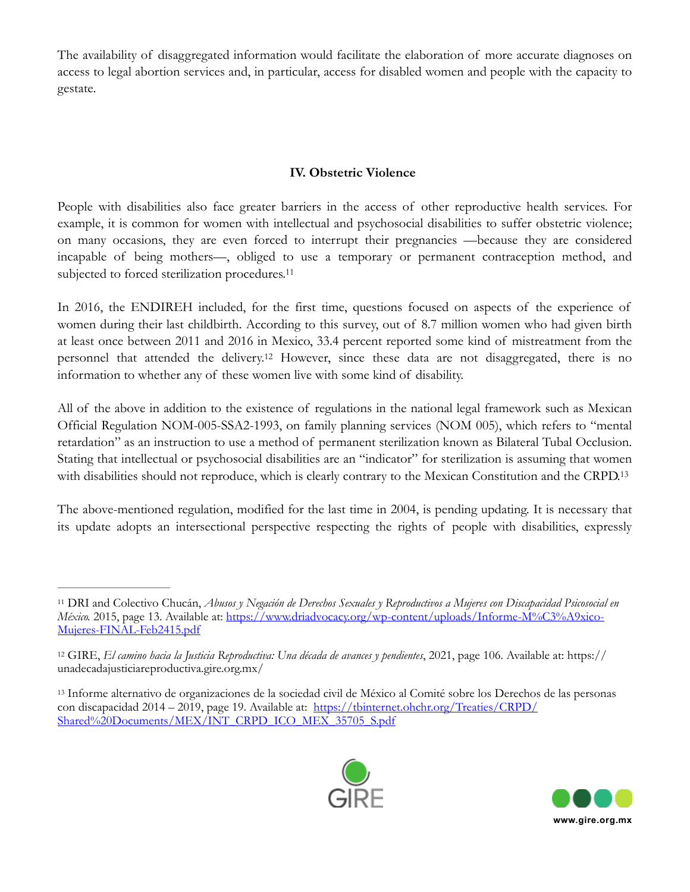The availability of disaggregated information would facilitate the elaboration of more accurate diagnoses on access to legal abortion services and, in particular, access for disabled women and people with the capacity to gestate.

## IV. Obstetric Violence

People with disabilities also face greater barriers in the access of other reproductive health services. For example, it is common for women with intellectual and psychosocial disabilities to suffer obstetric violence; on many occasions, they are even forced to interrupt their pregnancies —because they are considered incapable of being mothers—, obliged to use a temporary or permanent contraception method, and subjected to forced sterilization procedures.[11]

In 2016, the ENDIREH included, for the first time, questions focused on aspects of the experience of women during their last childbirth. According to this survey, out of 8.7 million women who had given birth at least once between 2011 and 2016 in Mexico, 33.4 percent reported some kind of mistreatment from the personnel that attended the delivery.[12] However, since these data are not disaggregated, there is no information to whether any of these women live with some kind of disability.

All of the above in addition to the existence of regulations in the national legal framework such as Mexican Official Regulation NOM-005-SSA2-1993, on family planning services (NOM 005), which refers to "mental retardation" as an instruction to use a method of permanent sterilization known as Bilateral Tubal Occlusion. Stating that intellectual or psychosocial disabilities are an "indicator" for sterilization is assuming that women with disabilities should not reproduce, which is clearly contrary to the Mexican Constitution and the CRPD.[13]

The above-mentioned regulation, modified for the last time in 2004, is pending updating. It is necessary that its update adopts an intersectional perspective respecting the rights of people with disabilities, expressly

---

[11] DRI and Colectivo Chucán, *Abusos y Negación de Derechos Sexuales y Reproductivos a Mujeres con Discapacidad Psicosocial en México.* 2015, page 13. Available at: https://www.driadvocacy.org/wp-content/uploads/Informe-M%C3%A9xico-Mujeres-FINAL-Feb2415.pdf

[12] GIRE, *El camino hacia la Justicia Reproductiva: Una década de avances y pendientes*, 2021, page 106. Available at: https://unadecadajusticiareproductiva.gire.org.mx/

[13] Informe alternativo de organizaciones de la sociedad civil de México al Comité sobre los Derechos de las personas con discapacidad 2014 – 2019, page 19. Available at: https://tbinternet.ohchr.org/Treaties/CRPD/Shared%20Documents/MEX/INT_CRPD_ICO_MEX_35705_S.pdf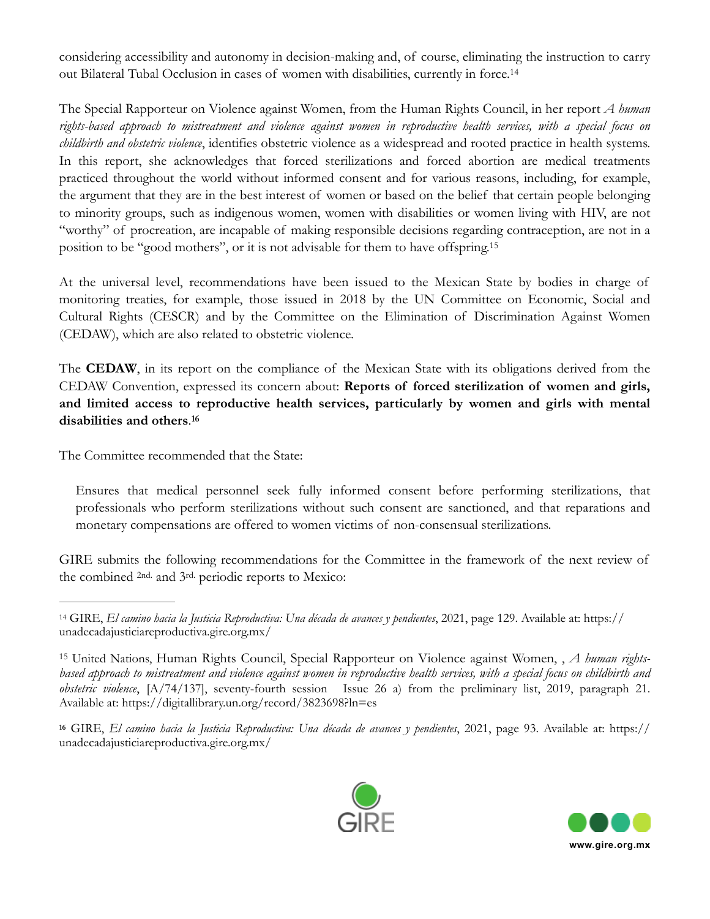considering accessibility and autonomy in decision-making and, of course, eliminating the instruction to carry out Bilateral Tubal Occlusion in cases of women with disabilities, currently in force.[14]

The Special Rapporteur on Violence against Women, from the Human Rights Council, in her report *A human rights-based approach to mistreatment and violence against women in reproductive health services, with a special focus on childbirth and obstetric violence*, identifies obstetric violence as a widespread and rooted practice in health systems. In this report, she acknowledges that forced sterilizations and forced abortion are medical treatments practiced throughout the world without informed consent and for various reasons, including, for example, the argument that they are in the best interest of women or based on the belief that certain people belonging to minority groups, such as indigenous women, women with disabilities or women living with HIV, are not "worthy" of procreation, are incapable of making responsible decisions regarding contraception, are not in a position to be "good mothers", or it is not advisable for them to have offspring.[15]

At the universal level, recommendations have been issued to the Mexican State by bodies in charge of monitoring treaties, for example, those issued in 2018 by the UN Committee on Economic, Social and Cultural Rights (CESCR) and by the Committee on the Elimination of Discrimination Against Women (CEDAW), which are also related to obstetric violence.

The **CEDAW**, in its report on the compliance of the Mexican State with its obligations derived from the CEDAW Convention, expressed its concern about: **Reports of forced sterilization of women and girls, and limited access to reproductive health services, particularly by women and girls with mental disabilities and others**.[16]

The Committee recommended that the State:

> Ensures that medical personnel seek fully informed consent before performing sterilizations, that professionals who perform sterilizations without such consent are sanctioned, and that reparations and monetary compensations are offered to women victims of non-consensual sterilizations.

GIRE submits the following recommendations for the Committee in the framework of the next review of the combined 2nd. and 3rd. periodic reports to Mexico:

---

[14] GIRE, *El camino hacia la Justicia Reproductiva: Una década de avances y pendientes*, 2021, page 129. Available at: https://unadecadajusticiareproductiva.gire.org.mx/

[15] United Nations, Human Rights Council, Special Rapporteur on Violence against Women, , *A human rights-based approach to mistreatment and violence against women in reproductive health services, with a special focus on childbirth and obstetric violence*, [A/74/137], seventy-fourth session Issue 26 a) from the preliminary list, 2019, paragraph 21. Available at: https://digitallibrary.un.org/record/3823698?ln=es

[16] GIRE, *El camino hacia la Justicia Reproductiva: Una década de avances y pendientes*, 2021, page 93. Available at: https://unadecadajusticiareproductiva.gire.org.mx/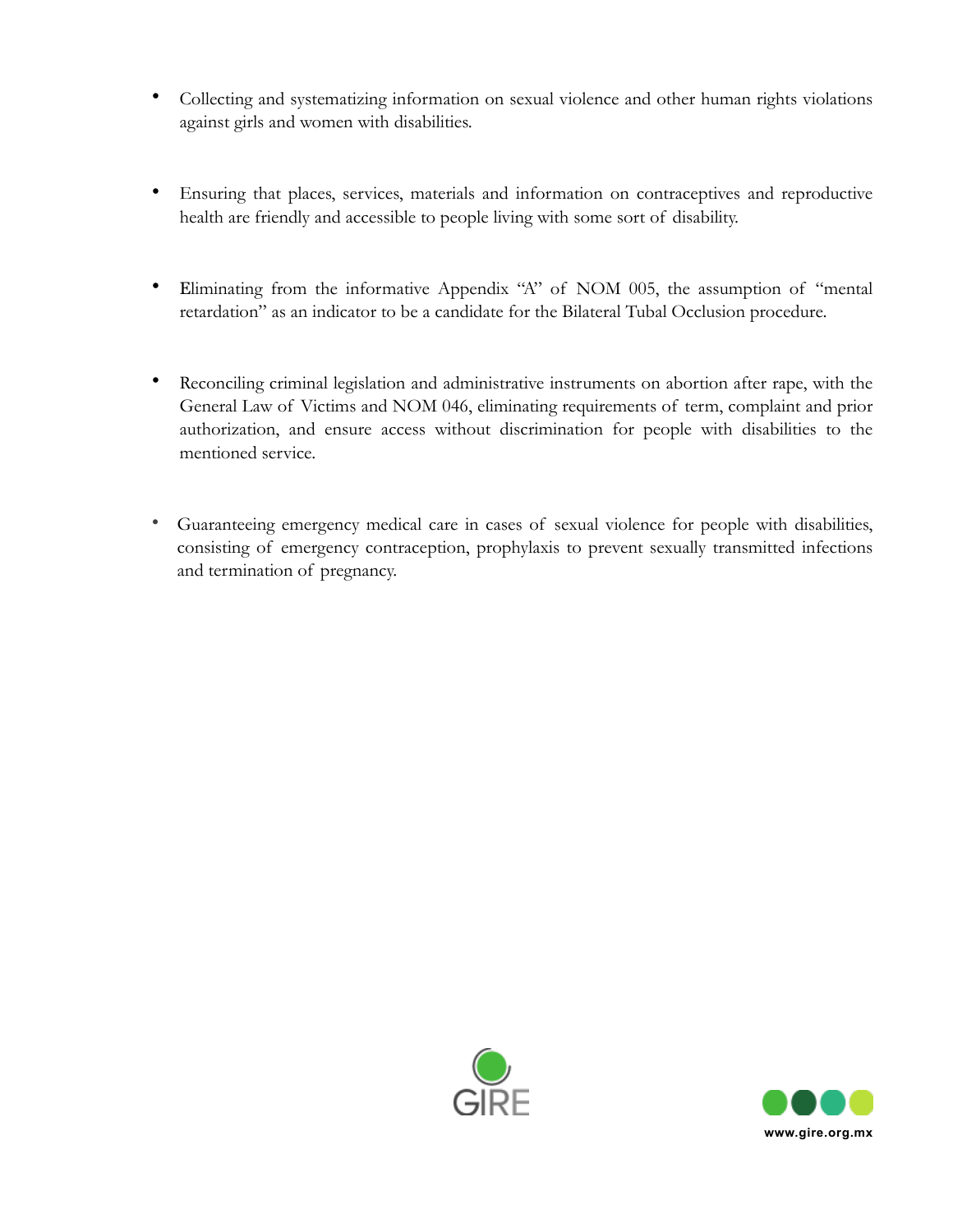- Collecting and systematizing information on sexual violence and other human rights violations against girls and women with disabilities.

- Ensuring that places, services, materials and information on contraceptives and reproductive health are friendly and accessible to people living with some sort of disability.

- Eliminating from the informative Appendix "A" of NOM 005, the assumption of "mental retardation" as an indicator to be a candidate for the Bilateral Tubal Occlusion procedure.

- Reconciling criminal legislation and administrative instruments on abortion after rape, with the General Law of Victims and NOM 046, eliminating requirements of term, complaint and prior authorization, and ensure access without discrimination for people with disabilities to the mentioned service.

- Guaranteeing emergency medical care in cases of sexual violence for people with disabilities, consisting of emergency contraception, prophylaxis to prevent sexually transmitted infections and termination of pregnancy.

GIRE

www.gire.org.mx